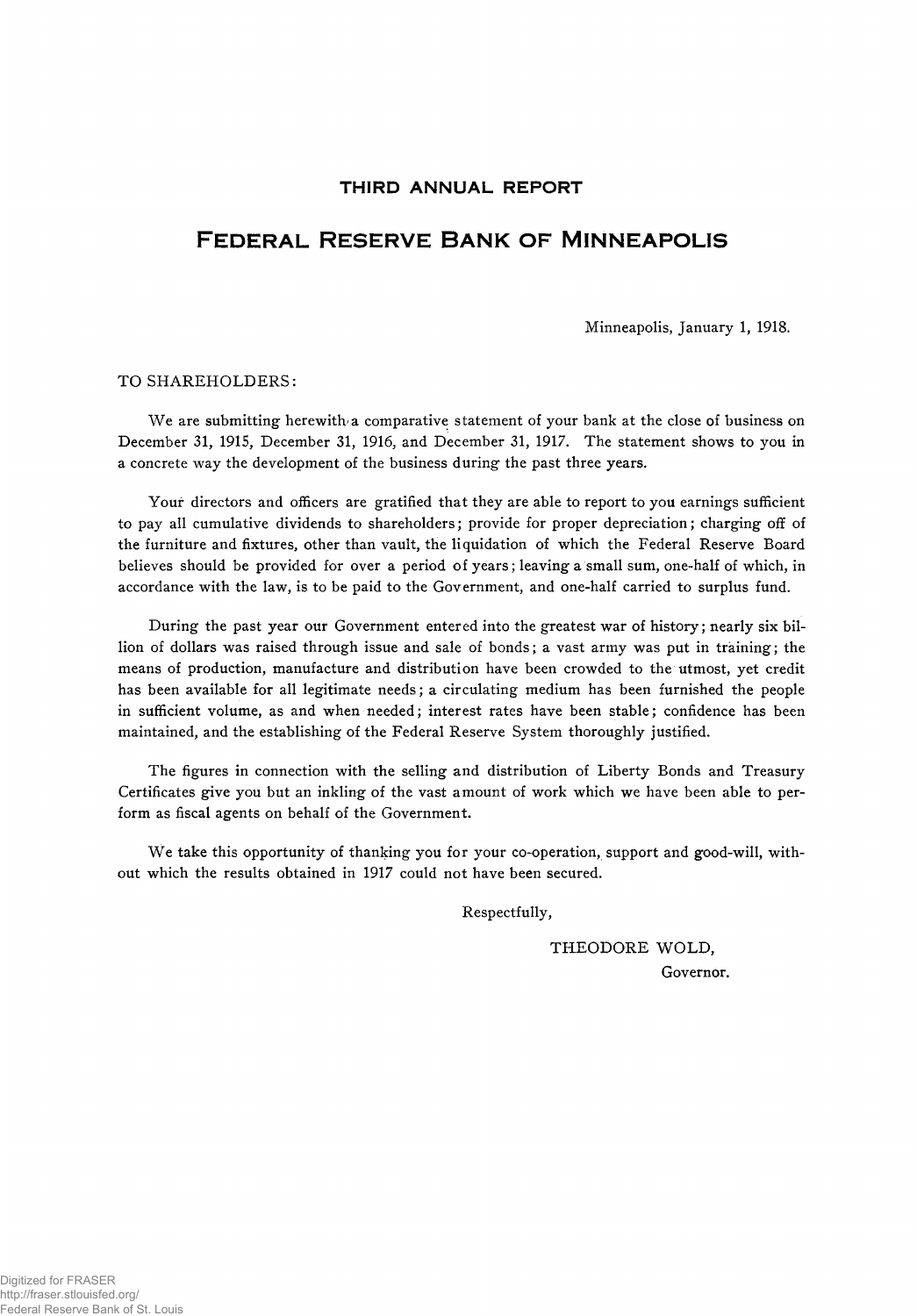## THIRD ANNUAL REPORT

# FEDERAL RESERVE BANK OF MINNEAPOLIS

Minneapolis, January 1, 1918.

TO SHAREHOLDERS:

We are submitting herewith a comparative statement of your bank at the close of business on December 31, 1915, December 31, 1916, and December 31, 1917. The statement shows to you in a concrete way the development of the business during the past three years.

Your directors and officers are gratified that they are able to report to you earnings sufficient to pay all cumulative dividends to shareholders; provide for proper depreciation; charging off of the furniture and fixtures, other than vault, the liquidation of which the Federal Reserve Board believes should be provided for over a period of years; leaving a small sum, one-half of which, in accordance with the law, is to be paid to the Government, and one-half carried to surplus fund.

During the past year our Government entered into the greatest war of history; nearly six billion of dollars was raised through issue and sale of bonds; a vast army was put in training; the means of production, manufacture and distribution have been crowded to the utmost, yet credit has been available for all legitimate needs; a circulating medium has been furnished the people in sufficient volume, as and when needed; interest rates have been stable; confidence has been maintained, and the establishing of the Federal Reserve System thoroughly justified.

The figures in connection with the selling and distribution of Liberty Bonds and Treasury Certificates give you but an inkling of the vast amount of work which we have been able to perform as fiscal agents on behalf of the Government.

We take this opportunity of thanking you for your co-operation, support and good-will, without which the results obtained in 1917 could not have been secured.

Respectfully,

THEODORE WOLD,
Governor.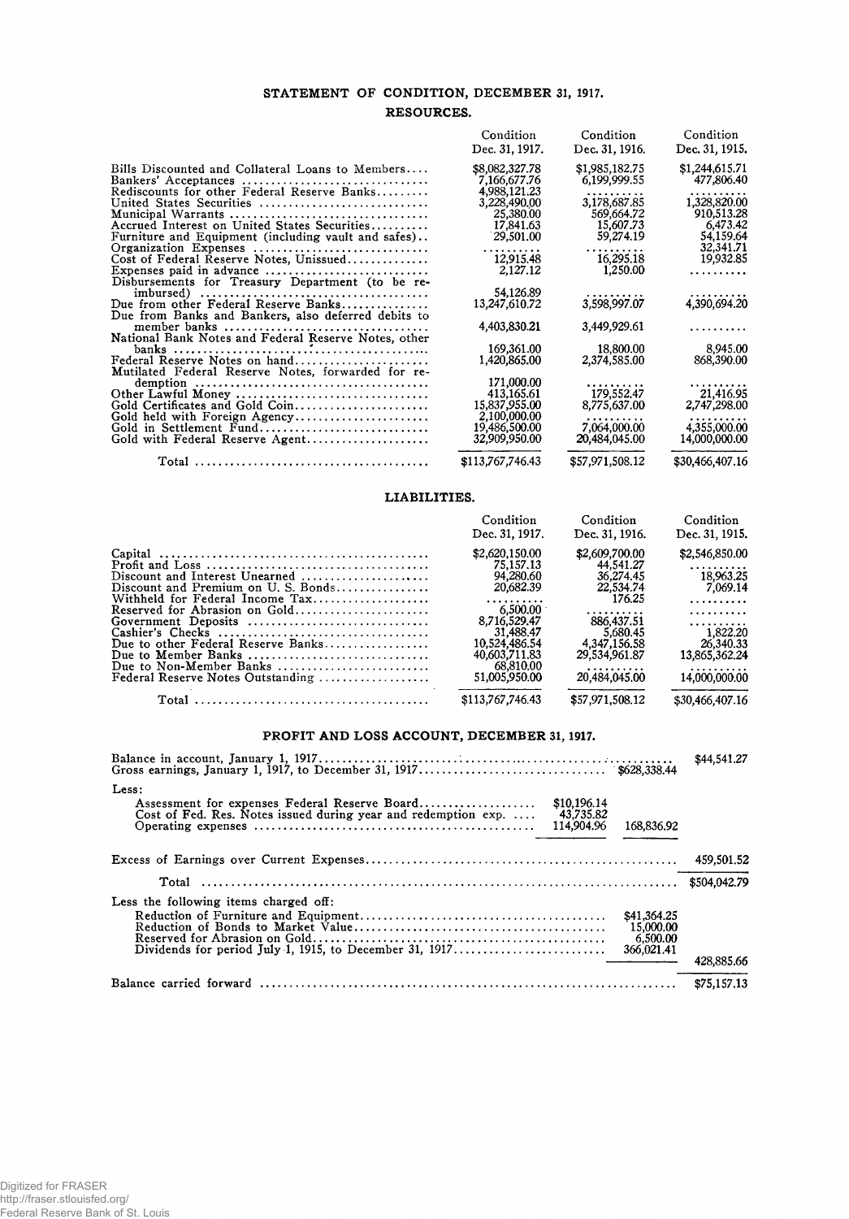## STATEMENT OF CONDITION, DECEMBER 31, 1917.

### RESOURCES.

| | Condition Dec. 31, 1917. | Condition Dec. 31, 1916. | Condition Dec. 31, 1915. |
|---|---|---|---|
| Bills Discounted and Collateral Loans to Members | $8,082,327.78 | $1,985,182.75 | $1,244,615.71 |
| Bankers' Acceptances | 7,166,677.76 | 6,199,999.55 | 477,806.40 |
| Rediscounts for other Federal Reserve Banks | 4,988,121.23 | .......... | .......... |
| United States Securities | 3,228,490.00 | 3,178,687.85 | 1,328,820.00 |
| Municipal Warrants | 25,380.00 | 569,664.72 | 910,513.28 |
| Accrued Interest on United States Securities | 17,841.63 | 15,607.73 | 6,473.42 |
| Furniture and Equipment (including vault and safes) | 29,501.00 | 59,274.19 | 54,159.64 |
| Organization Expenses | .......... | .......... | 32,341.71 |
| Cost of Federal Reserve Notes, Unissued | 12,915.48 | 16,295.18 | 19,932.85 |
| Expenses paid in advance | 2,127.12 | 1,250.00 | .......... |
| Disbursements for Treasury Department (to be reimbursed) | 54,126.89 | .......... | .......... |
| Due from other Federal Reserve Banks | 13,247,610.72 | 3,598,997.07 | 4,390,694.20 |
| Due from Banks and Bankers, also deferred debits to member banks | 4,403,830.21 | 3,449,929.61 | .......... |
| National Bank Notes and Federal Reserve Notes, other banks | 169,361.00 | 18,800.00 | 8,945.00 |
| Federal Reserve Notes on hand | 1,420,865.00 | 2,374,585.00 | 868,390.00 |
| Mutilated Federal Reserve Notes, forwarded for redemption | 171,000.00 | .......... | .......... |
| Other Lawful Money | 413,165.61 | 179,552.47 | 21,416.95 |
| Gold Certificates and Gold Coin | 15,837,955.00 | 8,775,637.00 | 2,747,298.00 |
| Gold held with Foreign Agency | 2,100,000.00 | .......... | .......... |
| Gold in Settlement Fund | 19,486,500.00 | 7,064,000.00 | 4,355,000.00 |
| Gold with Federal Reserve Agent | 32,909,950.00 | 20,484,045.00 | 14,000,000.00 |
| Total | $113,767,746.43 | $57,971,508.12 | $30,466,407.16 |

### LIABILITIES.

| | Condition Dec. 31, 1917. | Condition Dec. 31, 1916. | Condition Dec. 31, 1915. |
|---|---|---|---|
| Capital | $2,620,150.00 | $2,609,700.00 | $2,546,850.00 |
| Profit and Loss | 75,157.13 | 44,541.27 | .......... |
| Discount and Interest Unearned | 94,280.60 | 36,274.45 | 18,963.25 |
| Discount and Premium on U. S. Bonds | 20,682.39 | 22,534.74 | 7,069.14 |
| Withheld for Federal Income Tax | .......... | 176.25 | .......... |
| Reserved for Abrasion on Gold | 6,500.00 | .......... | .......... |
| Government Deposits | 8,716,529.47 | 886,437.51 | .......... |
| Cashier's Checks | 31,488.47 | 5,680.45 | 1,822.20 |
| Due to other Federal Reserve Banks | 10,524,486.54 | 4,347,156.58 | 26,340.33 |
| Due to Member Banks | 40,603,711.83 | 29,534,961.87 | 13,865,362.24 |
| Due to Non-Member Banks | 68,810.00 | .......... | .......... |
| Federal Reserve Notes Outstanding | 51,005,950.00 | 20,484,045.00 | 14,000,000.00 |
| Total | $113,767,746.43 | $57,971,508.12 | $30,466,407.16 |

## PROFIT AND LOSS ACCOUNT, DECEMBER 31, 1917.

| | | | |
|---|---|---|---|
| Balance in account, January 1, 1917 | | | $44,541.27 |
| Gross earnings, January 1, 1917, to December 31, 1917 | | $628,338.44 | |
| Less: | | | |
| Assessment for expenses Federal Reserve Board | $10,196.14 | | |
| Cost of Fed. Res. Notes issued during year and redemption exp. | 43,735.82 | | |
| Operating expenses | 114,904.96 | 168,836.92 | |
| Excess of Earnings over Current Expenses | | | 459,501.52 |
| Total | | | $504,042.79 |
| Less the following items charged off: | | | |
| Reduction of Furniture and Equipment | | $41,364.25 | |
| Reduction of Bonds to Market Value | | 15,000.00 | |
| Reserved for Abrasion on Gold | | 6,500.00 | |
| Dividends for period July 1, 1915, to December 31, 1917 | | 366,021.41 | |
| | | | 428,885.66 |
| Balance carried forward | | | $75,157.13 |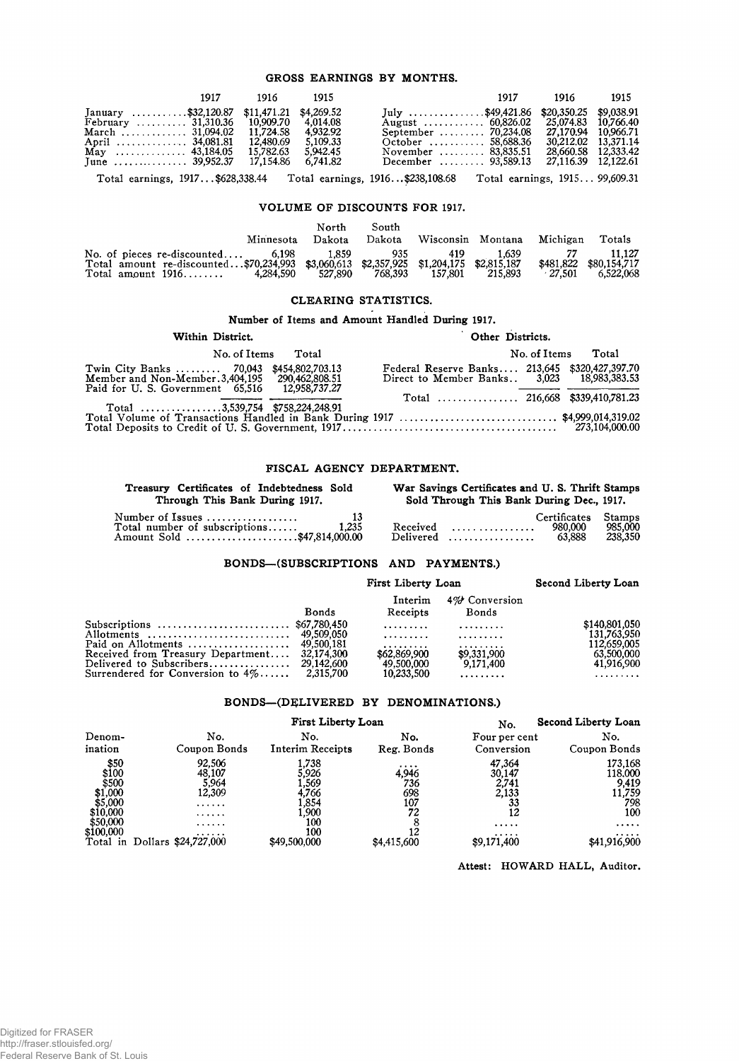## GROSS EARNINGS BY MONTHS.

| | 1917 | 1916 | 1915 | | 1917 | 1916 | 1915 |
|---|---|---|---|---|---|---|---|
| January | $32,120.87 | $11,471.21 | $4,269.52 | July | $49,421.86 | $20,350.25 | $9,038.91 |
| February | 31,310.36 | 10,909.70 | 4,014.08 | August | 60,826.02 | 25,074.83 | 10,766.40 |
| March | 31,094.02 | 11,724.58 | 4,932.92 | September | 70,234.08 | 27,170.94 | 10,966.71 |
| April | 34,081.81 | 12,480.69 | 5,109.33 | October | 58,688.36 | 30,212.02 | 13,371.14 |
| May | 43,184.05 | 15,782.63 | 5,942.45 | November | 83,835.51 | 28,660.58 | 12,333.42 |
| June | 39,952.37 | 17,154.86 | 6,741.82 | December | 93,589.13 | 27,116.39 | 12,122.61 |

Total earnings, 1917...$628,338.44 Total earnings, 1916...$238,108.68 Total earnings, 1915... 99,609.31

## VOLUME OF DISCOUNTS FOR 1917.

| | Minnesota | North Dakota | South Dakota | Wisconsin | Montana | Michigan | Totals |
|---|---|---|---|---|---|---|---|
| No. of pieces re-discounted | 6,198 | 1,859 | 935 | 419 | 1,639 | 77 | 11,127 |
| Total amount re-discounted | $70,234,993 | $3,060,613 | $2,357,925 | $1,204,175 | $2,815,187 | $481,822 | $80,154,717 |
| Total amount 1916 | 4,284,590 | 527,890 | 768,393 | 157,801 | 215,893 | 27,501 | 6,522,068 |

## CLEARING STATISTICS.

### Number of Items and Amount Handled During 1917.

**Within District.**

| | No. of Items | Total |
|---|---|---|
| Twin City Banks | 70,043 | $454,802,703.13 |
| Member and Non-Member | 3,404,195 | 290,462,808.51 |
| Paid for U. S. Government | 65,516 | 12,958,737.27 |
| Total | 3,539,754 | $758,224,248.91 |

**Other Districts.**

| | No. of Items | Total |
|---|---|---|
| Federal Reserve Banks | 213,645 | $320,427,397.70 |
| Direct to Member Banks | 3,023 | 18,983,383.53 |
| Total | 216,668 | $339,410,781.23 |

Total Volume of Transactions Handled in Bank During 1917 .......... $4,999,014,319.02

Total Deposits to Credit of U. S. Government, 1917 .......... 273,104,000.00

## FISCAL AGENCY DEPARTMENT.

**Treasury Certificates of Indebtedness Sold Through This Bank During 1917.**

| | |
|---|---|
| Number of Issues | 13 |
| Total number of subscriptions | 1,235 |
| Amount Sold | $47,814,000.00 |

**War Savings Certificates and U. S. Thrift Stamps Sold Through This Bank During Dec., 1917.**

| | Certificates | Stamps |
|---|---|---|
| Received | 980,000 | 985,000 |
| Delivered | 63,888 | 238,350 |

## BONDS—(SUBSCRIPTIONS AND PAYMENTS.)

| | First Liberty Loan | | | Second Liberty Loan |
|---|---|---|---|---|
| | Bonds | Interim Receipts | 4% Conversion Bonds | |
| Subscriptions | $67,780,450 | ......... | ......... | $140,801,050 |
| Allotments | 49,509,050 | ......... | ......... | 131,763,950 |
| Paid on Allotments | 49,500,181 | ......... | ......... | 112,659,005 |
| Received from Treasury Department | 32,174,300 | $62,869,900 | $9,331,900 | 63,500,000 |
| Delivered to Subscribers | 29,142,600 | 49,500,000 | 9,171,400 | 41,916,900 |
| Surrendered for Conversion to 4% | 2,315,700 | 10,233,500 | ......... | ......... |

## BONDS—(DELIVERED BY DENOMINATIONS.)

| | First Liberty Loan | | | | Second Liberty Loan |
|---|---|---|---|---|---|
| Denomination | No. Coupon Bonds | No. Interim Receipts | No. Reg. Bonds | No. Four per cent Conversion | No. Coupon Bonds |
| $50 | 92,506 | 1,738 | .... | 47,364 | 173,168 |
| $100 | 48,107 | 5,926 | 4,946 | 30,147 | 118,000 |
| $500 | 5,964 | 1,569 | 736 | 2,741 | 9,419 |
| $1,000 | 12,309 | 4,766 | 698 | 2,133 | 11,759 |
| $5,000 | ...... | 1,854 | 107 | 33 | 798 |
| $10,000 | ...... | 1,900 | 72 | 12 | 100 |
| $50,000 | ...... | 100 | 8 | ..... | ..... |
| $100,000 | ...... | 100 | 12 | ..... | ..... |
| Total in Dollars | $24,727,000 | $49,500,000 | $4,415,600 | $9,171,400 | $41,916,900 |

Attest: HOWARD HALL, Auditor.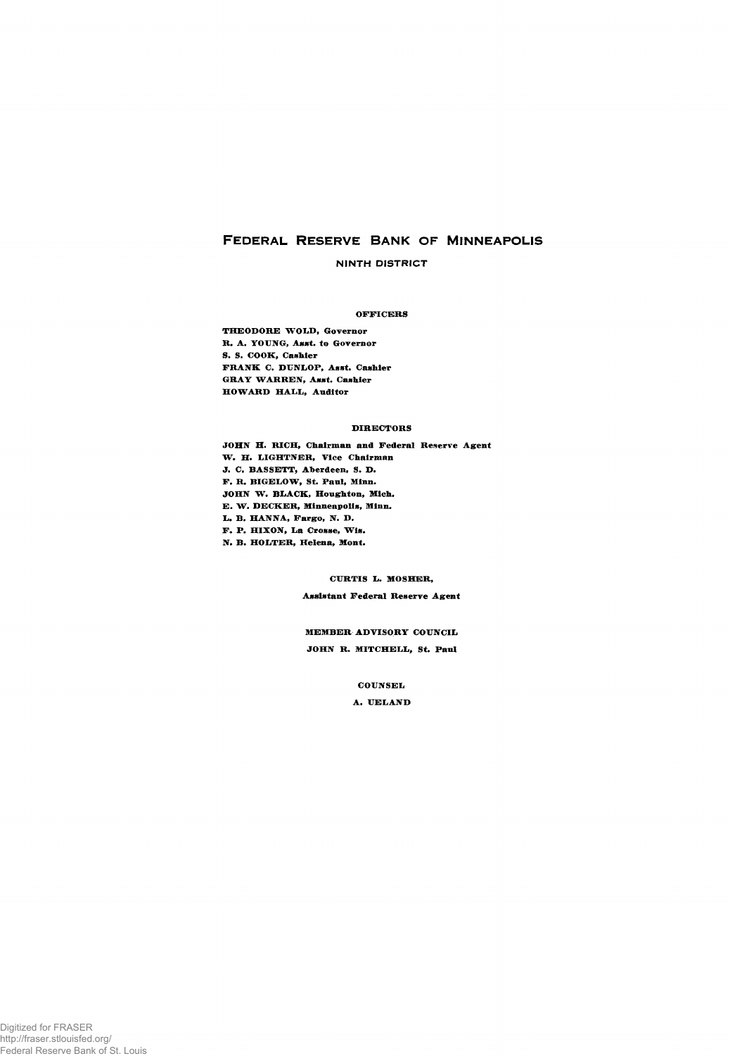# Federal Reserve Bank of Minneapolis

## NINTH DISTRICT

### OFFICERS

THEODORE WOLD, Governor
R. A. YOUNG, Asst. to Governor
S. S. COOK, Cashier
FRANK C. DUNLOP, Asst. Cashier
GRAY WARREN, Asst. Cashier
HOWARD HALL, Auditor

### DIRECTORS

JOHN H. RICH, Chairman and Federal Reserve Agent
W. H. LIGHTNER, Vice Chairman
J. C. BASSETT, Aberdeen, S. D.
F. R. BIGELOW, St. Paul, Minn.
JOHN W. BLACK, Houghton, Mich.
E. W. DECKER, Minneapolis, Minn.
L. B. HANNA, Fargo, N. D.
F. P. HIXON, La Crosse, Wis.
N. B. HOLTER, Helena, Mont.

CURTIS L. MOSHER,
Assistant Federal Reserve Agent

### MEMBER ADVISORY COUNCIL

JOHN R. MITCHELL, St. Paul

### COUNSEL

A. UELAND